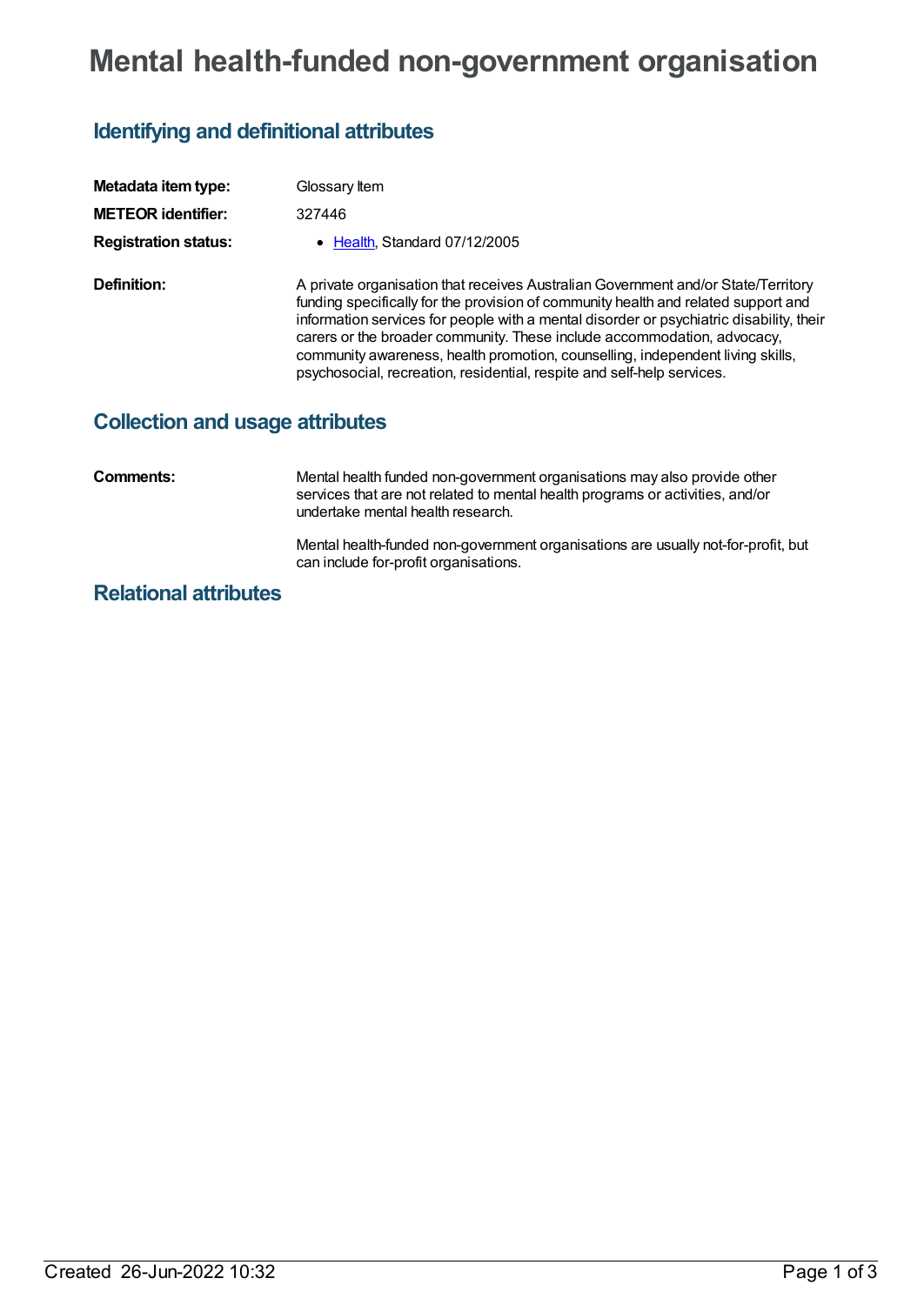# Mental health-funded non-government organisation

## Identifying and definitional attributes

| | |
|---|---|
| **Metadata item type:** | Glossary Item |
| **METEOR identifier:** | 327446 |
| **Registration status:** | • Health, Standard 07/12/2005 |
| **Definition:** | A private organisation that receives Australian Government and/or State/Territory funding specifically for the provision of community health and related support and information services for people with a mental disorder or psychiatric disability, their carers or the broader community. These include accommodation, advocacy, community awareness, health promotion, counselling, independent living skills, psychosocial, recreation, residential, respite and self-help services. |

## Collection and usage attributes

| | |
|---|---|
| **Comments:** | Mental health funded non-government organisations may also provide other services that are not related to mental health programs or activities, and/or undertake mental health research.<br><br>Mental health-funded non-government organisations are usually not-for-profit, but can include for-profit organisations. |

## Relational attributes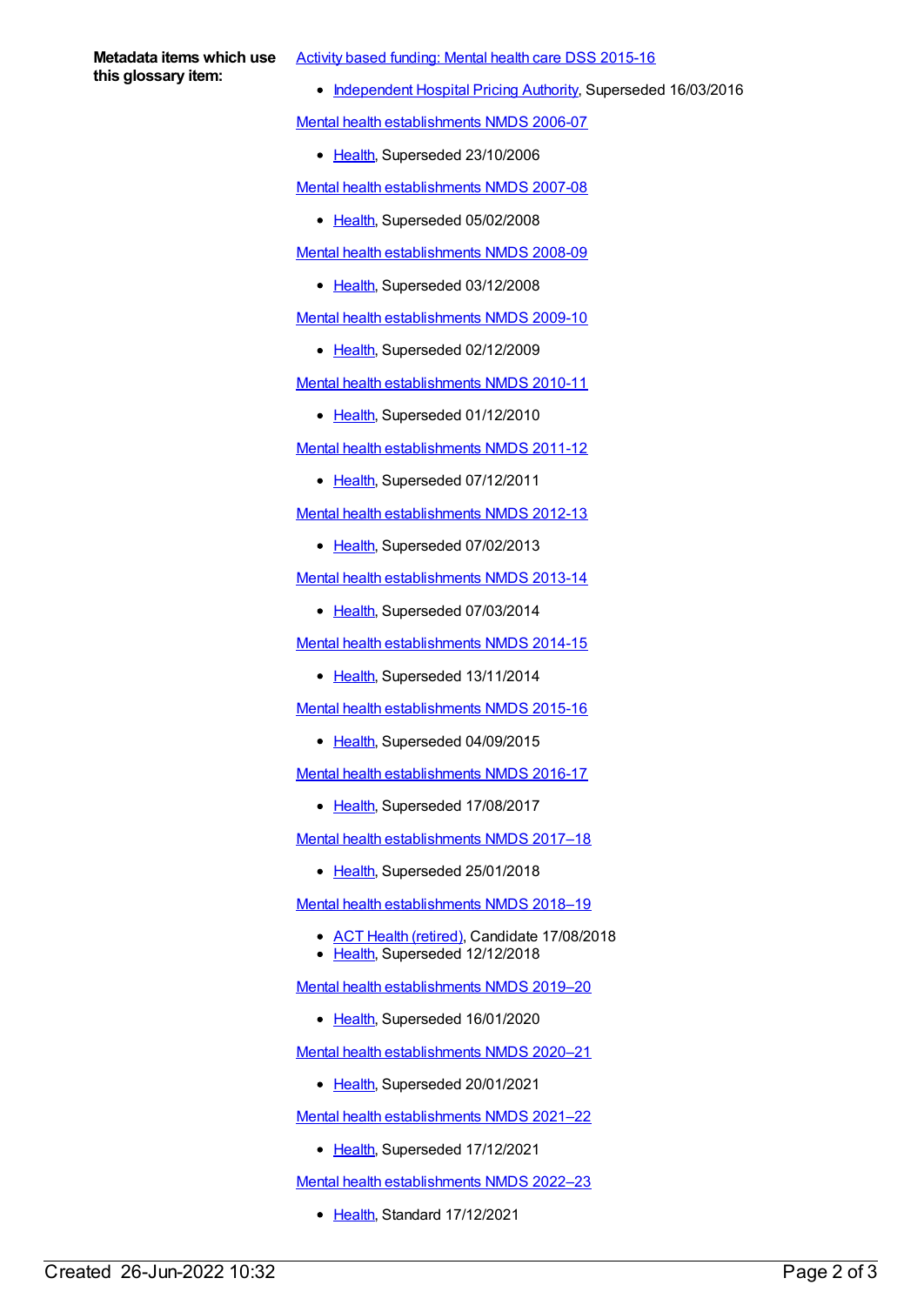**Metadata items which use this glossary item:**

Activity based funding: Mental health care DSS 2015-16

- Independent Hospital Pricing Authority, Superseded 16/03/2016

Mental health establishments NMDS 2006-07

- Health, Superseded 23/10/2006

Mental health establishments NMDS 2007-08

- Health, Superseded 05/02/2008

Mental health establishments NMDS 2008-09

- Health, Superseded 03/12/2008

Mental health establishments NMDS 2009-10

- Health, Superseded 02/12/2009

Mental health establishments NMDS 2010-11

- Health, Superseded 01/12/2010

Mental health establishments NMDS 2011-12

- Health, Superseded 07/12/2011

Mental health establishments NMDS 2012-13

- Health, Superseded 07/02/2013

Mental health establishments NMDS 2013-14

- Health, Superseded 07/03/2014

Mental health establishments NMDS 2014-15

- Health, Superseded 13/11/2014

Mental health establishments NMDS 2015-16

- Health, Superseded 04/09/2015

Mental health establishments NMDS 2016-17

- Health, Superseded 17/08/2017

Mental health establishments NMDS 2017–18

- Health, Superseded 25/01/2018

Mental health establishments NMDS 2018–19

- ACT Health (retired), Candidate 17/08/2018
- Health, Superseded 12/12/2018

Mental health establishments NMDS 2019–20

- Health, Superseded 16/01/2020

Mental health establishments NMDS 2020–21

- Health, Superseded 20/01/2021

Mental health establishments NMDS 2021–22

- Health, Superseded 17/12/2021

Mental health establishments NMDS 2022–23

- Health, Standard 17/12/2021